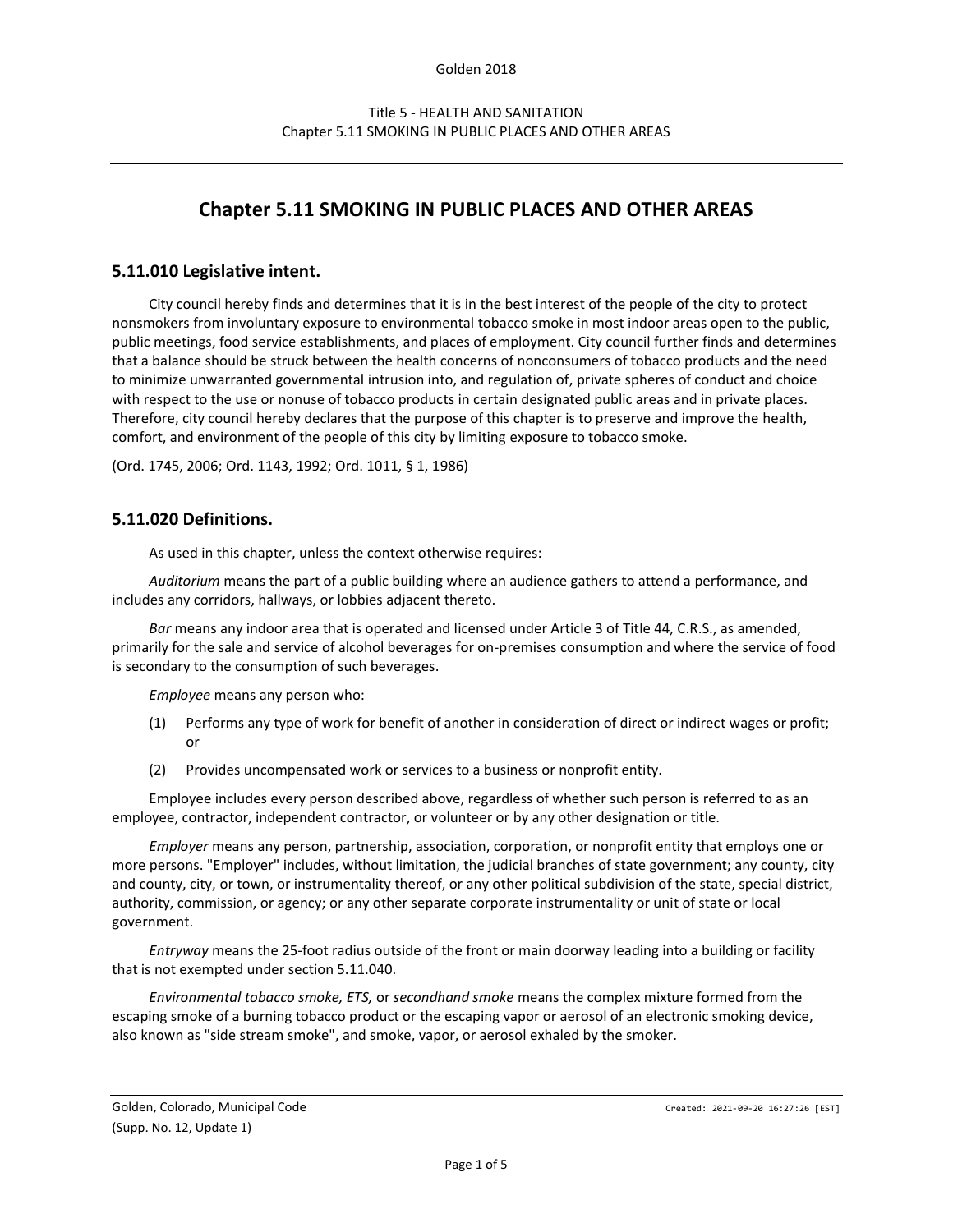# Chapter 5.11 SMOKING IN PUBLIC PLACES AND OTHER AREAS

## 5.11.010 Legislative intent.

City council hereby finds and determines that it is in the best interest of the people of the city to protect nonsmokers from involuntary exposure to environmental tobacco smoke in most indoor areas open to the public, public meetings, food service establishments, and places of employment. City council further finds and determines that a balance should be struck between the health concerns of nonconsumers of tobacco products and the need to minimize unwarranted governmental intrusion into, and regulation of, private spheres of conduct and choice with respect to the use or nonuse of tobacco products in certain designated public areas and in private places. Therefore, city council hereby declares that the purpose of this chapter is to preserve and improve the health, comfort, and environment of the people of this city by limiting exposure to tobacco smoke.

(Ord. 1745, 2006; Ord. 1143, 1992; Ord. 1011, § 1, 1986)

## 5.11.020 Definitions.

As used in this chapter, unless the context otherwise requires:

*Auditorium* means the part of a public building where an audience gathers to attend a performance, and includes any corridors, hallways, or lobbies adjacent thereto.

*Bar* means any indoor area that is operated and licensed under Article 3 of Title 44, C.R.S., as amended, primarily for the sale and service of alcohol beverages for on-premises consumption and where the service of food is secondary to the consumption of such beverages.

*Employee* means any person who:

(1) Performs any type of work for benefit of another in consideration of direct or indirect wages or profit; or

(2) Provides uncompensated work or services to a business or nonprofit entity.

Employee includes every person described above, regardless of whether such person is referred to as an employee, contractor, independent contractor, or volunteer or by any other designation or title.

*Employer* means any person, partnership, association, corporation, or nonprofit entity that employs one or more persons. "Employer" includes, without limitation, the judicial branches of state government; any county, city and county, city, or town, or instrumentality thereof, or any other political subdivision of the state, special district, authority, commission, or agency; or any other separate corporate instrumentality or unit of state or local government.

*Entryway* means the 25-foot radius outside of the front or main doorway leading into a building or facility that is not exempted under section 5.11.040.

*Environmental tobacco smoke, ETS,* or *secondhand smoke* means the complex mixture formed from the escaping smoke of a burning tobacco product or the escaping vapor or aerosol of an electronic smoking device, also known as "side stream smoke", and smoke, vapor, or aerosol exhaled by the smoker.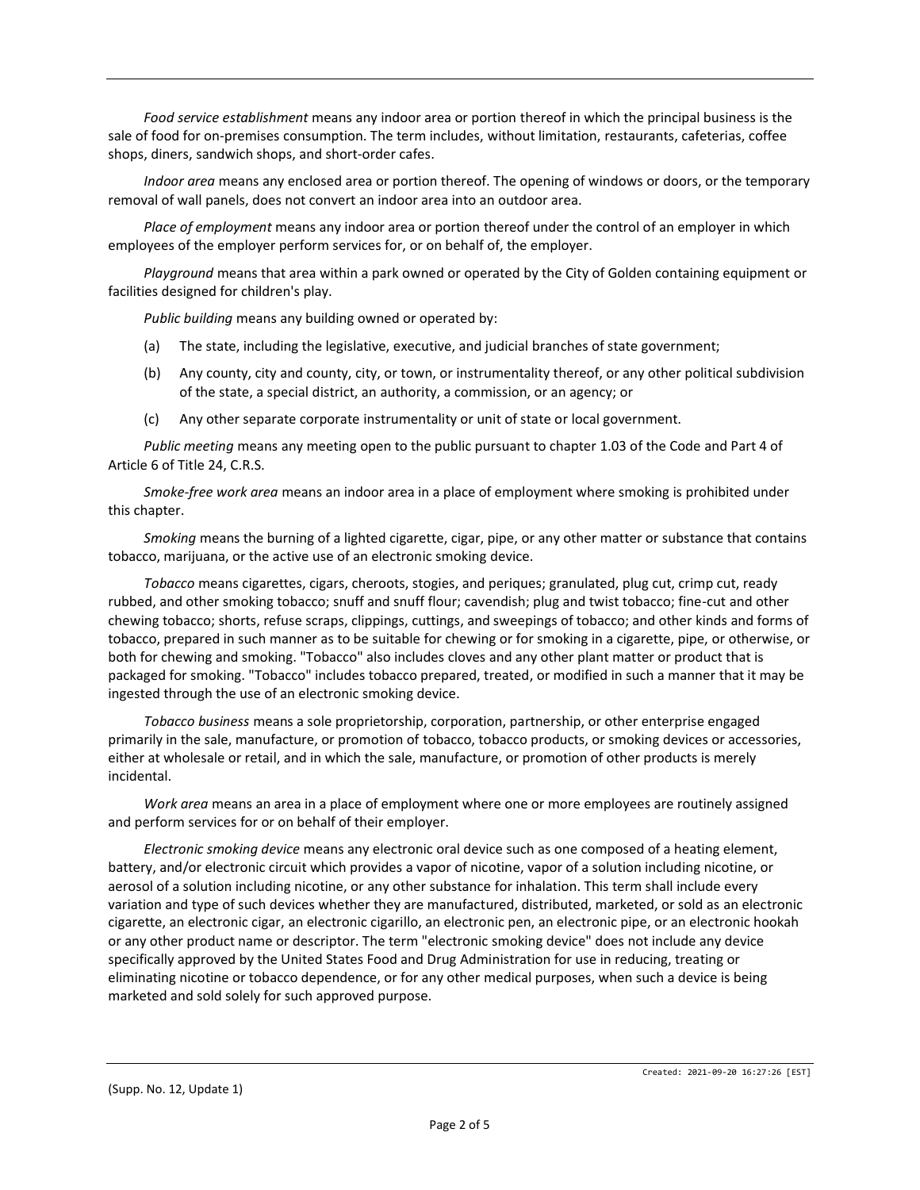*Food service establishment* means any indoor area or portion thereof in which the principal business is the sale of food for on-premises consumption. The term includes, without limitation, restaurants, cafeterias, coffee shops, diners, sandwich shops, and short-order cafes.

*Indoor area* means any enclosed area or portion thereof. The opening of windows or doors, or the temporary removal of wall panels, does not convert an indoor area into an outdoor area.

*Place of employment* means any indoor area or portion thereof under the control of an employer in which employees of the employer perform services for, or on behalf of, the employer.

*Playground* means that area within a park owned or operated by the City of Golden containing equipment or facilities designed for children's play.

*Public building* means any building owned or operated by:

(a) The state, including the legislative, executive, and judicial branches of state government;

(b) Any county, city and county, city, or town, or instrumentality thereof, or any other political subdivision of the state, a special district, an authority, a commission, or an agency; or

(c) Any other separate corporate instrumentality or unit of state or local government.

*Public meeting* means any meeting open to the public pursuant to chapter 1.03 of the Code and Part 4 of Article 6 of Title 24, C.R.S.

*Smoke-free work area* means an indoor area in a place of employment where smoking is prohibited under this chapter.

*Smoking* means the burning of a lighted cigarette, cigar, pipe, or any other matter or substance that contains tobacco, marijuana, or the active use of an electronic smoking device.

*Tobacco* means cigarettes, cigars, cheroots, stogies, and periques; granulated, plug cut, crimp cut, ready rubbed, and other smoking tobacco; snuff and snuff flour; cavendish; plug and twist tobacco; fine-cut and other chewing tobacco; shorts, refuse scraps, clippings, cuttings, and sweepings of tobacco; and other kinds and forms of tobacco, prepared in such manner as to be suitable for chewing or for smoking in a cigarette, pipe, or otherwise, or both for chewing and smoking. "Tobacco" also includes cloves and any other plant matter or product that is packaged for smoking. "Tobacco" includes tobacco prepared, treated, or modified in such a manner that it may be ingested through the use of an electronic smoking device.

*Tobacco business* means a sole proprietorship, corporation, partnership, or other enterprise engaged primarily in the sale, manufacture, or promotion of tobacco, tobacco products, or smoking devices or accessories, either at wholesale or retail, and in which the sale, manufacture, or promotion of other products is merely incidental.

*Work area* means an area in a place of employment where one or more employees are routinely assigned and perform services for or on behalf of their employer.

*Electronic smoking device* means any electronic oral device such as one composed of a heating element, battery, and/or electronic circuit which provides a vapor of nicotine, vapor of a solution including nicotine, or aerosol of a solution including nicotine, or any other substance for inhalation. This term shall include every variation and type of such devices whether they are manufactured, distributed, marketed, or sold as an electronic cigarette, an electronic cigar, an electronic cigarillo, an electronic pen, an electronic pipe, or an electronic hookah or any other product name or descriptor. The term "electronic smoking device" does not include any device specifically approved by the United States Food and Drug Administration for use in reducing, treating or eliminating nicotine or tobacco dependence, or for any other medical purposes, when such a device is being marketed and sold solely for such approved purpose.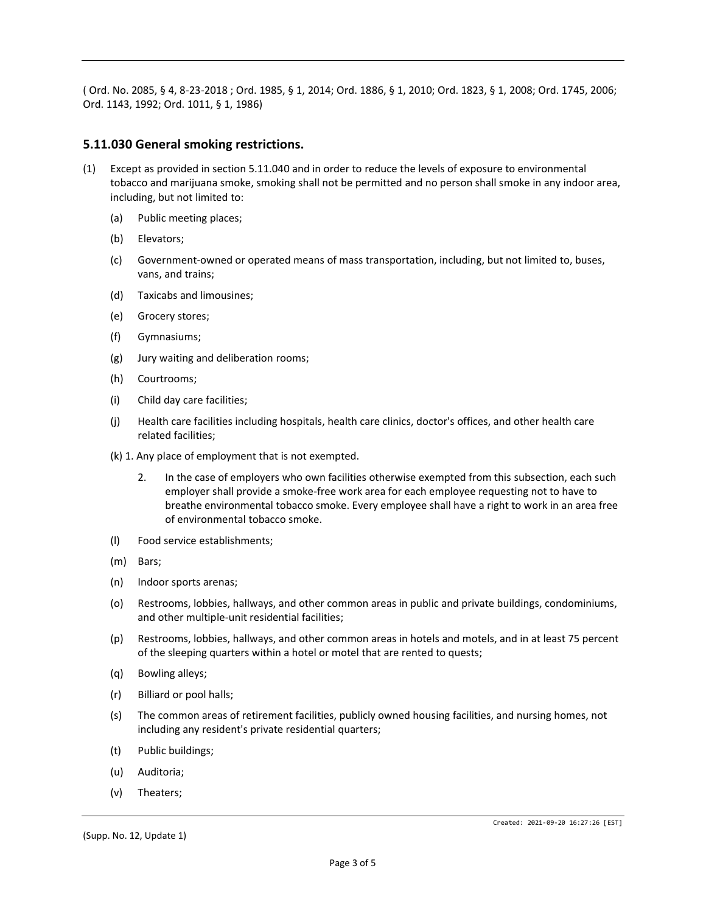( Ord. No. 2085, § 4, 8-23-2018 ; Ord. 1985, § 1, 2014; Ord. 1886, § 1, 2010; Ord. 1823, § 1, 2008; Ord. 1745, 2006; Ord. 1143, 1992; Ord. 1011, § 1, 1986)

## 5.11.030 General smoking restrictions.

(1) Except as provided in section 5.11.040 and in order to reduce the levels of exposure to environmental tobacco and marijuana smoke, smoking shall not be permitted and no person shall smoke in any indoor area, including, but not limited to:

(a) Public meeting places;

(b) Elevators;

(c) Government-owned or operated means of mass transportation, including, but not limited to, buses, vans, and trains;

(d) Taxicabs and limousines;

(e) Grocery stores;

(f) Gymnasiums;

(g) Jury waiting and deliberation rooms;

(h) Courtrooms;

(i) Child day care facilities;

(j) Health care facilities including hospitals, health care clinics, doctor's offices, and other health care related facilities;

(k) 1. Any place of employment that is not exempted.

2. In the case of employers who own facilities otherwise exempted from this subsection, each such employer shall provide a smoke-free work area for each employee requesting not to have to breathe environmental tobacco smoke. Every employee shall have a right to work in an area free of environmental tobacco smoke.

(l) Food service establishments;

(m) Bars;

(n) Indoor sports arenas;

(o) Restrooms, lobbies, hallways, and other common areas in public and private buildings, condominiums, and other multiple-unit residential facilities;

(p) Restrooms, lobbies, hallways, and other common areas in hotels and motels, and in at least 75 percent of the sleeping quarters within a hotel or motel that are rented to quests;

(q) Bowling alleys;

(r) Billiard or pool halls;

(s) The common areas of retirement facilities, publicly owned housing facilities, and nursing homes, not including any resident's private residential quarters;

(t) Public buildings;

(u) Auditoria;

(v) Theaters;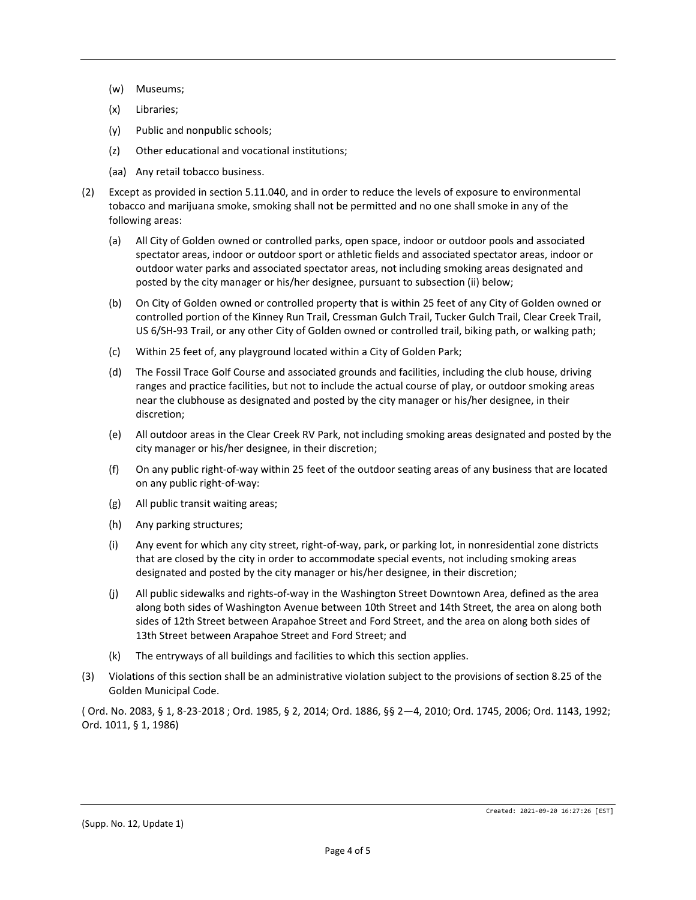(w) Museums;

(x) Libraries;

(y) Public and nonpublic schools;

(z) Other educational and vocational institutions;

(aa) Any retail tobacco business.

(2) Except as provided in section 5.11.040, and in order to reduce the levels of exposure to environmental tobacco and marijuana smoke, smoking shall not be permitted and no one shall smoke in any of the following areas:

(a) All City of Golden owned or controlled parks, open space, indoor or outdoor pools and associated spectator areas, indoor or outdoor sport or athletic fields and associated spectator areas, indoor or outdoor water parks and associated spectator areas, not including smoking areas designated and posted by the city manager or his/her designee, pursuant to subsection (ii) below;

(b) On City of Golden owned or controlled property that is within 25 feet of any City of Golden owned or controlled portion of the Kinney Run Trail, Cressman Gulch Trail, Tucker Gulch Trail, Clear Creek Trail, US 6/SH-93 Trail, or any other City of Golden owned or controlled trail, biking path, or walking path;

(c) Within 25 feet of, any playground located within a City of Golden Park;

(d) The Fossil Trace Golf Course and associated grounds and facilities, including the club house, driving ranges and practice facilities, but not to include the actual course of play, or outdoor smoking areas near the clubhouse as designated and posted by the city manager or his/her designee, in their discretion;

(e) All outdoor areas in the Clear Creek RV Park, not including smoking areas designated and posted by the city manager or his/her designee, in their discretion;

(f) On any public right-of-way within 25 feet of the outdoor seating areas of any business that are located on any public right-of-way:

(g) All public transit waiting areas;

(h) Any parking structures;

(i) Any event for which any city street, right-of-way, park, or parking lot, in nonresidential zone districts that are closed by the city in order to accommodate special events, not including smoking areas designated and posted by the city manager or his/her designee, in their discretion;

(j) All public sidewalks and rights-of-way in the Washington Street Downtown Area, defined as the area along both sides of Washington Avenue between 10th Street and 14th Street, the area on along both sides of 12th Street between Arapahoe Street and Ford Street, and the area on along both sides of 13th Street between Arapahoe Street and Ford Street; and

(k) The entryways of all buildings and facilities to which this section applies.

(3) Violations of this section shall be an administrative violation subject to the provisions of section 8.25 of the Golden Municipal Code.

( Ord. No. 2083, § 1, 8-23-2018 ; Ord. 1985, § 2, 2014; Ord. 1886, §§ 2—4, 2010; Ord. 1745, 2006; Ord. 1143, 1992; Ord. 1011, § 1, 1986)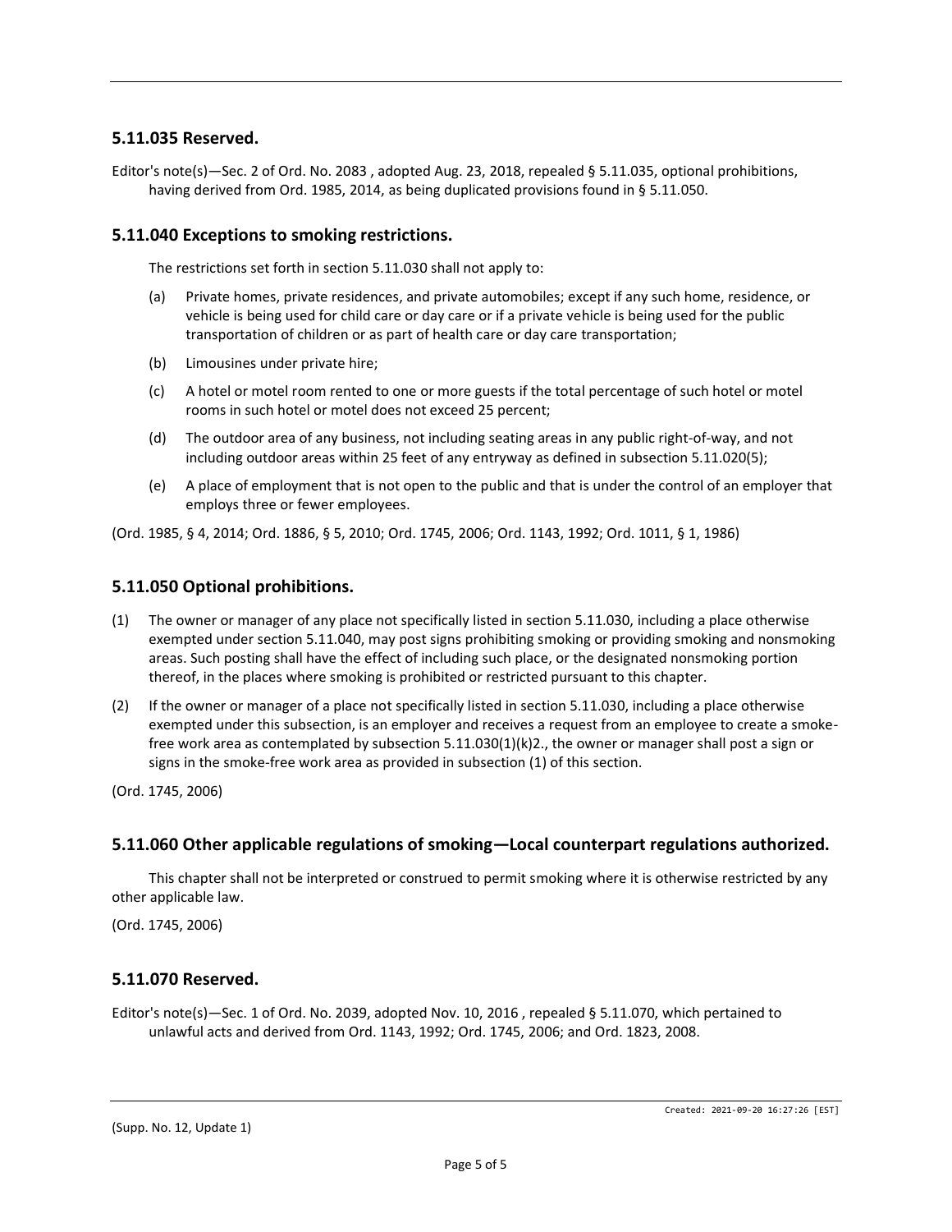### 5.11.035 Reserved.

Editor's note(s)—Sec. 2 of Ord. No. 2083 , adopted Aug. 23, 2018, repealed § 5.11.035, optional prohibitions, having derived from Ord. 1985, 2014, as being duplicated provisions found in § 5.11.050.

### 5.11.040 Exceptions to smoking restrictions.

The restrictions set forth in section 5.11.030 shall not apply to:

(a) Private homes, private residences, and private automobiles; except if any such home, residence, or vehicle is being used for child care or day care or if a private vehicle is being used for the public transportation of children or as part of health care or day care transportation;

(b) Limousines under private hire;

(c) A hotel or motel room rented to one or more guests if the total percentage of such hotel or motel rooms in such hotel or motel does not exceed 25 percent;

(d) The outdoor area of any business, not including seating areas in any public right-of-way, and not including outdoor areas within 25 feet of any entryway as defined in subsection 5.11.020(5);

(e) A place of employment that is not open to the public and that is under the control of an employer that employs three or fewer employees.

(Ord. 1985, § 4, 2014; Ord. 1886, § 5, 2010; Ord. 1745, 2006; Ord. 1143, 1992; Ord. 1011, § 1, 1986)

### 5.11.050 Optional prohibitions.

(1) The owner or manager of any place not specifically listed in section 5.11.030, including a place otherwise exempted under section 5.11.040, may post signs prohibiting smoking or providing smoking and nonsmoking areas. Such posting shall have the effect of including such place, or the designated nonsmoking portion thereof, in the places where smoking is prohibited or restricted pursuant to this chapter.

(2) If the owner or manager of a place not specifically listed in section 5.11.030, including a place otherwise exempted under this subsection, is an employer and receives a request from an employee to create a smoke-free work area as contemplated by subsection 5.11.030(1)(k)2., the owner or manager shall post a sign or signs in the smoke-free work area as provided in subsection (1) of this section.

(Ord. 1745, 2006)

### 5.11.060 Other applicable regulations of smoking—Local counterpart regulations authorized.

This chapter shall not be interpreted or construed to permit smoking where it is otherwise restricted by any other applicable law.

(Ord. 1745, 2006)

### 5.11.070 Reserved.

Editor's note(s)—Sec. 1 of Ord. No. 2039, adopted Nov. 10, 2016 , repealed § 5.11.070, which pertained to unlawful acts and derived from Ord. 1143, 1992; Ord. 1745, 2006; and Ord. 1823, 2008.